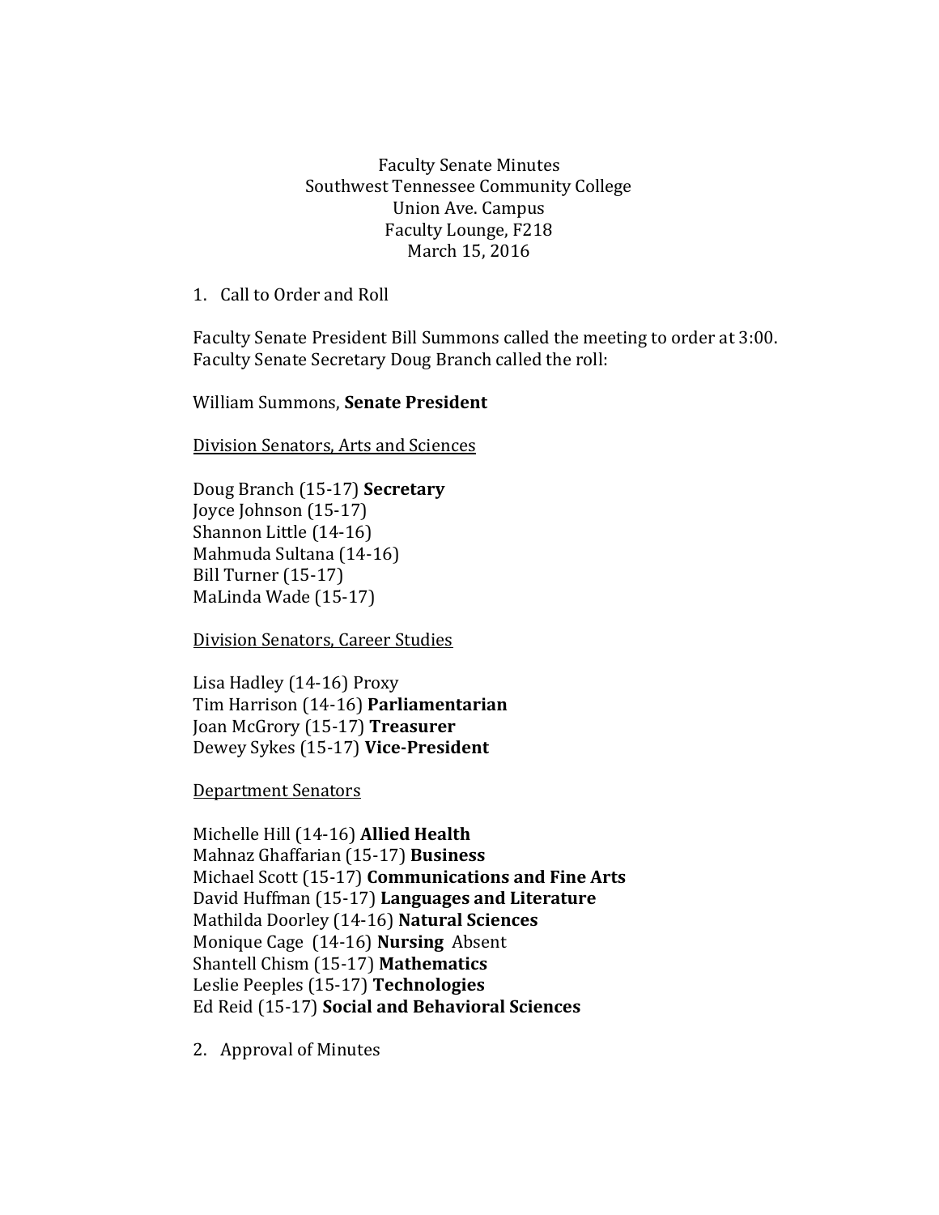Faculty Senate Minutes
Southwest Tennessee Community College
Union Ave. Campus
Faculty Lounge, F218
March 15, 2016

1. Call to Order and Roll

Faculty Senate President Bill Summons called the meeting to order at 3:00.
Faculty Senate Secretary Doug Branch called the roll:

William Summons, **Senate President**

<u>Division Senators, Arts and Sciences</u>

Doug Branch (15-17) **Secretary**
Joyce Johnson (15-17)
Shannon Little (14-16)
Mahmuda Sultana (14-16)
Bill Turner (15-17)
MaLinda Wade (15-17)

<u>Division Senators, Career Studies</u>

Lisa Hadley (14-16) Proxy
Tim Harrison (14-16) **Parliamentarian**
Joan McGrory (15-17) **Treasurer**
Dewey Sykes (15-17) **Vice-President**

<u>Department Senators</u>

Michelle Hill (14-16) **Allied Health**
Mahnaz Ghaffarian (15-17) **Business**
Michael Scott (15-17) **Communications and Fine Arts**
David Huffman (15-17) **Languages and Literature**
Mathilda Doorley (14-16) **Natural Sciences**
Monique Cage (14-16) **Nursing** Absent
Shantell Chism (15-17) **Mathematics**
Leslie Peeples (15-17) **Technologies**
Ed Reid (15-17) **Social and Behavioral Sciences**

2. Approval of Minutes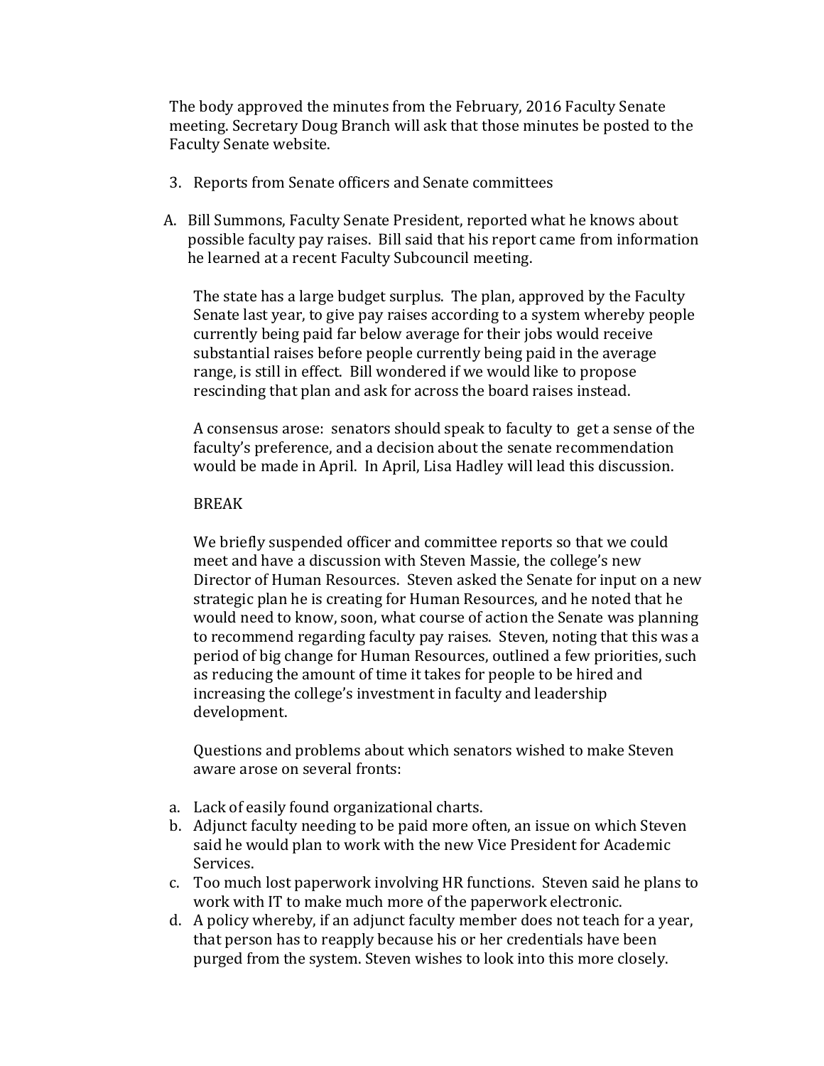The body approved the minutes from the February, 2016 Faculty Senate meeting. Secretary Doug Branch will ask that those minutes be posted to the Faculty Senate website.

3. Reports from Senate officers and Senate committees

A. Bill Summons, Faculty Senate President, reported what he knows about possible faculty pay raises. Bill said that his report came from information he learned at a recent Faculty Subcouncil meeting.

   The state has a large budget surplus. The plan, approved by the Faculty Senate last year, to give pay raises according to a system whereby people currently being paid far below average for their jobs would receive substantial raises before people currently being paid in the average range, is still in effect. Bill wondered if we would like to propose rescinding that plan and ask for across the board raises instead.

   A consensus arose: senators should speak to faculty to get a sense of the faculty's preference, and a decision about the senate recommendation would be made in April. In April, Lisa Hadley will lead this discussion.

   BREAK

   We briefly suspended officer and committee reports so that we could meet and have a discussion with Steven Massie, the college's new Director of Human Resources. Steven asked the Senate for input on a new strategic plan he is creating for Human Resources, and he noted that he would need to know, soon, what course of action the Senate was planning to recommend regarding faculty pay raises. Steven, noting that this was a period of big change for Human Resources, outlined a few priorities, such as reducing the amount of time it takes for people to be hired and increasing the college's investment in faculty and leadership development.

   Questions and problems about which senators wished to make Steven aware arose on several fronts:

a. Lack of easily found organizational charts.
b. Adjunct faculty needing to be paid more often, an issue on which Steven said he would plan to work with the new Vice President for Academic Services.
c. Too much lost paperwork involving HR functions. Steven said he plans to work with IT to make much more of the paperwork electronic.
d. A policy whereby, if an adjunct faculty member does not teach for a year, that person has to reapply because his or her credentials have been purged from the system. Steven wishes to look into this more closely.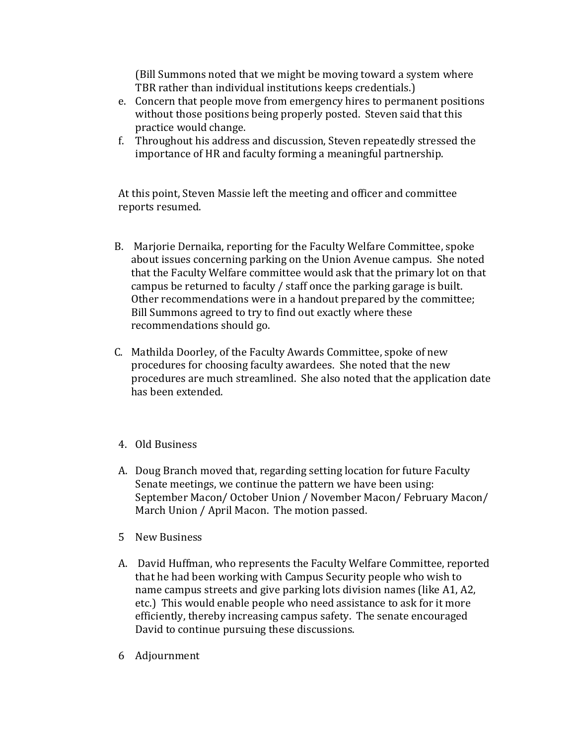(Bill Summons noted that we might be moving toward a system where TBR rather than individual institutions keeps credentials.)

e. Concern that people move from emergency hires to permanent positions without those positions being properly posted. Steven said that this practice would change.
f. Throughout his address and discussion, Steven repeatedly stressed the importance of HR and faculty forming a meaningful partnership.

At this point, Steven Massie left the meeting and officer and committee reports resumed.

B. Marjorie Dernaika, reporting for the Faculty Welfare Committee, spoke about issues concerning parking on the Union Avenue campus. She noted that the Faculty Welfare committee would ask that the primary lot on that campus be returned to faculty / staff once the parking garage is built. Other recommendations were in a handout prepared by the committee; Bill Summons agreed to try to find out exactly where these recommendations should go.

C. Mathilda Doorley, of the Faculty Awards Committee, spoke of new procedures for choosing faculty awardees. She noted that the new procedures are much streamlined. She also noted that the application date has been extended.

4. Old Business

A. Doug Branch moved that, regarding setting location for future Faculty Senate meetings, we continue the pattern we have been using: September Macon/ October Union / November Macon/ February Macon/ March Union / April Macon. The motion passed.

5 New Business

A. David Huffman, who represents the Faculty Welfare Committee, reported that he had been working with Campus Security people who wish to name campus streets and give parking lots division names (like A1, A2, etc.) This would enable people who need assistance to ask for it more efficiently, thereby increasing campus safety. The senate encouraged David to continue pursuing these discussions.

6 Adjournment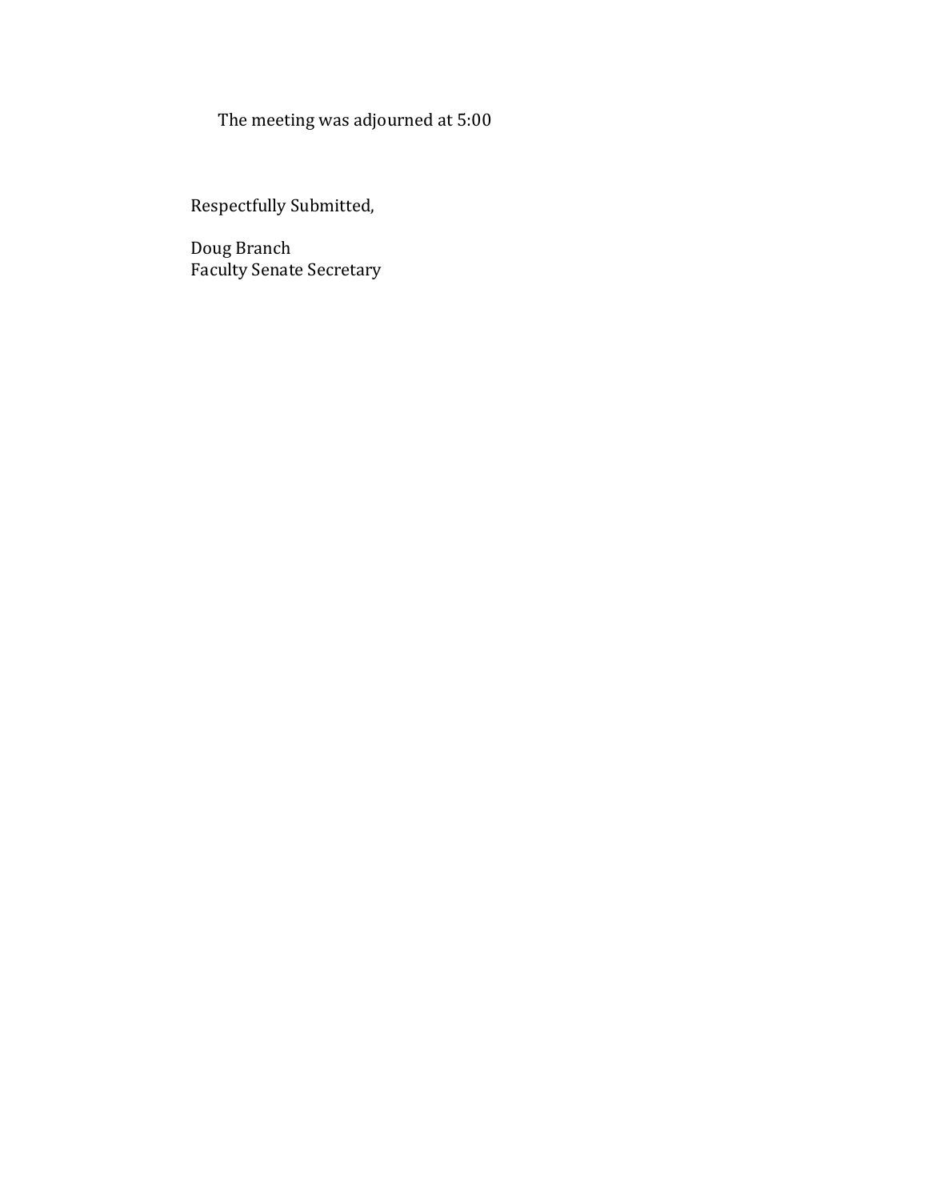The meeting was adjourned at 5:00

Respectfully Submitted,

Doug Branch
Faculty Senate Secretary